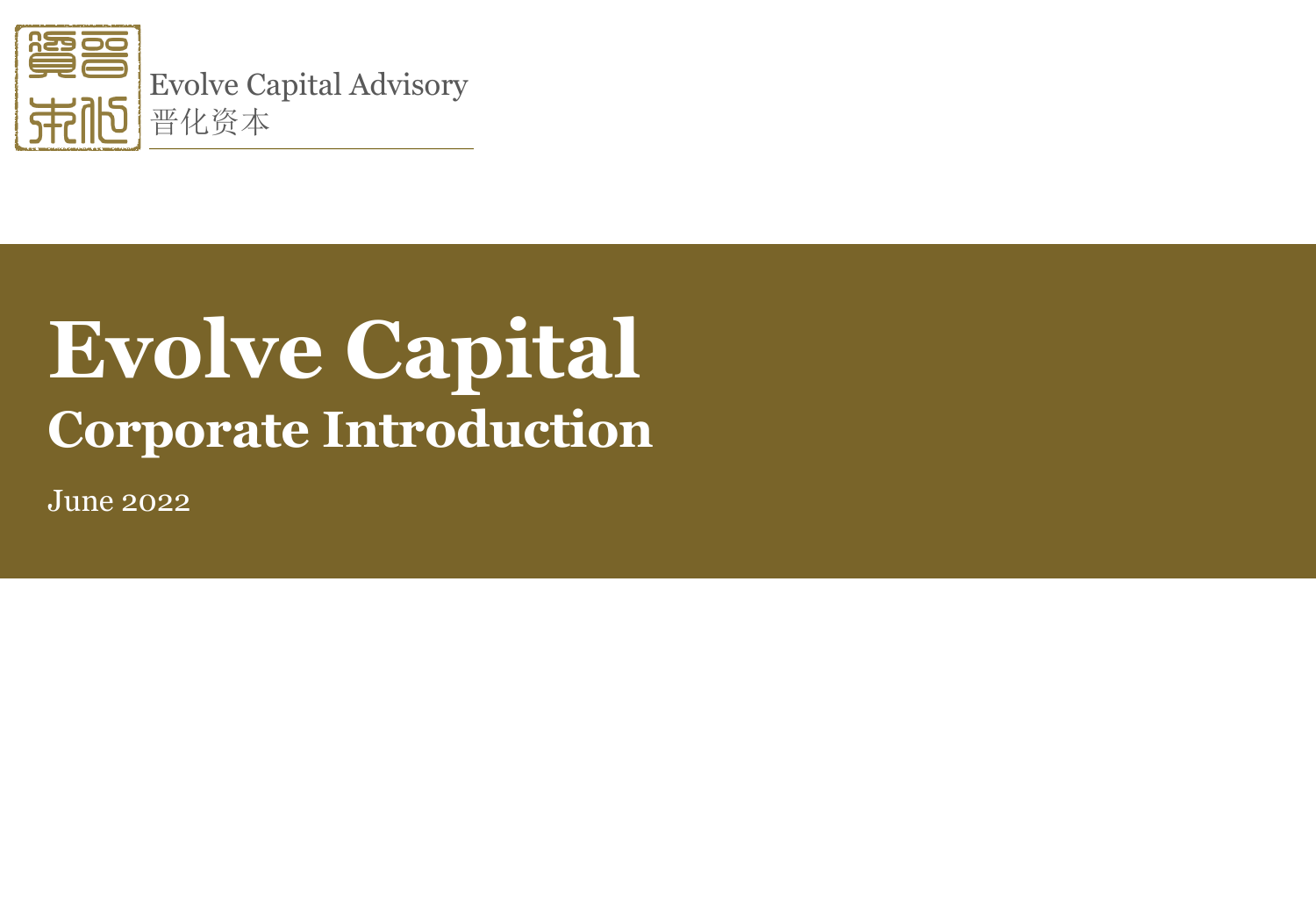Evolve Capital Advisory
晋化资本

# Evolve Capital

## Corporate Introduction

June 2022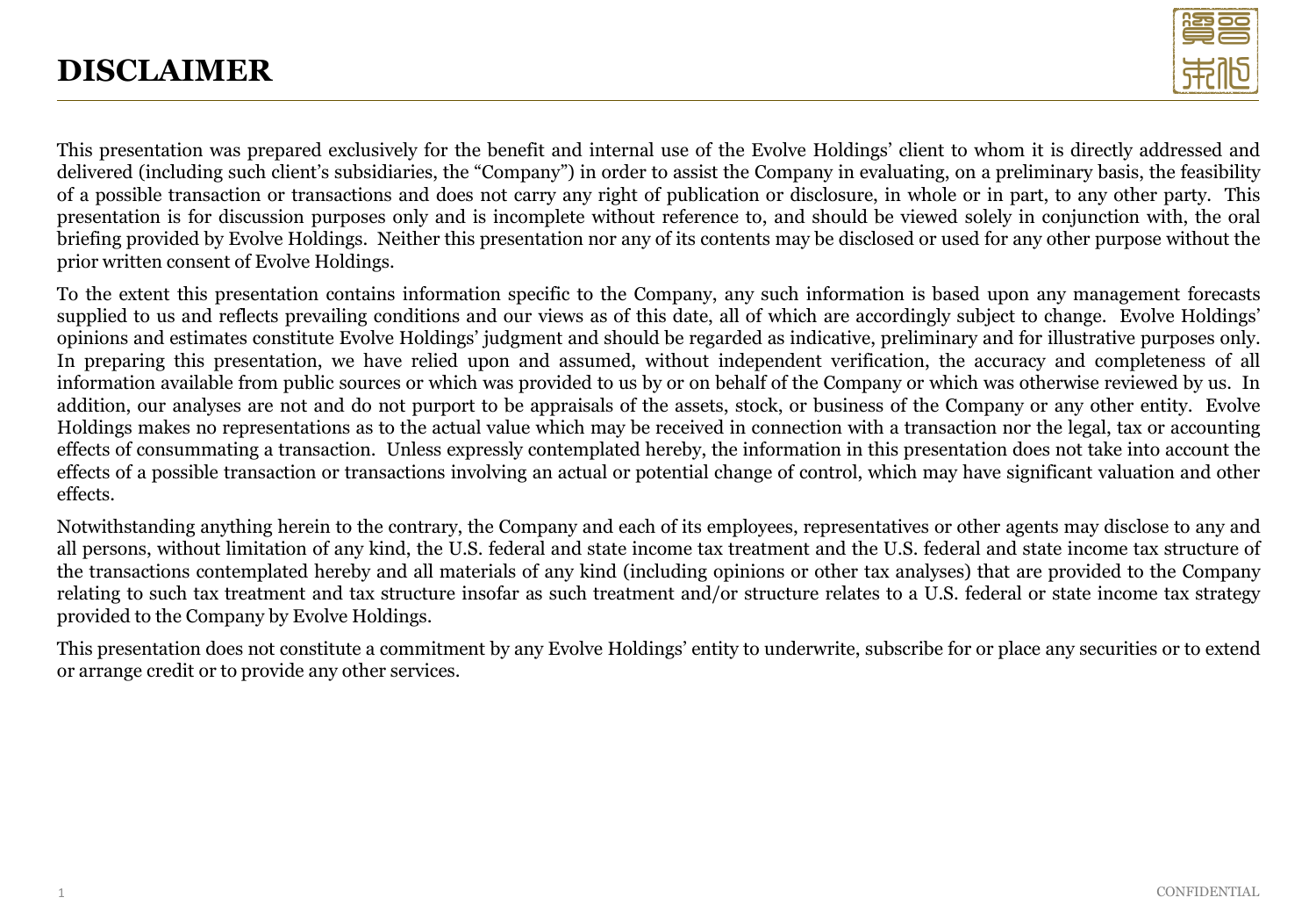# DISCLAIMER

This presentation was prepared exclusively for the benefit and internal use of the Evolve Holdings' client to whom it is directly addressed and delivered (including such client's subsidiaries, the "Company") in order to assist the Company in evaluating, on a preliminary basis, the feasibility of a possible transaction or transactions and does not carry any right of publication or disclosure, in whole or in part, to any other party. This presentation is for discussion purposes only and is incomplete without reference to, and should be viewed solely in conjunction with, the oral briefing provided by Evolve Holdings. Neither this presentation nor any of its contents may be disclosed or used for any other purpose without the prior written consent of Evolve Holdings.

To the extent this presentation contains information specific to the Company, any such information is based upon any management forecasts supplied to us and reflects prevailing conditions and our views as of this date, all of which are accordingly subject to change. Evolve Holdings' opinions and estimates constitute Evolve Holdings' judgment and should be regarded as indicative, preliminary and for illustrative purposes only. In preparing this presentation, we have relied upon and assumed, without independent verification, the accuracy and completeness of all information available from public sources or which was provided to us by or on behalf of the Company or which was otherwise reviewed by us. In addition, our analyses are not and do not purport to be appraisals of the assets, stock, or business of the Company or any other entity. Evolve Holdings makes no representations as to the actual value which may be received in connection with a transaction nor the legal, tax or accounting effects of consummating a transaction. Unless expressly contemplated hereby, the information in this presentation does not take into account the effects of a possible transaction or transactions involving an actual or potential change of control, which may have significant valuation and other effects.

Notwithstanding anything herein to the contrary, the Company and each of its employees, representatives or other agents may disclose to any and all persons, without limitation of any kind, the U.S. federal and state income tax treatment and the U.S. federal and state income tax structure of the transactions contemplated hereby and all materials of any kind (including opinions or other tax analyses) that are provided to the Company relating to such tax treatment and tax structure insofar as such treatment and/or structure relates to a U.S. federal or state income tax strategy provided to the Company by Evolve Holdings.

This presentation does not constitute a commitment by any Evolve Holdings' entity to underwrite, subscribe for or place any securities or to extend or arrange credit or to provide any other services.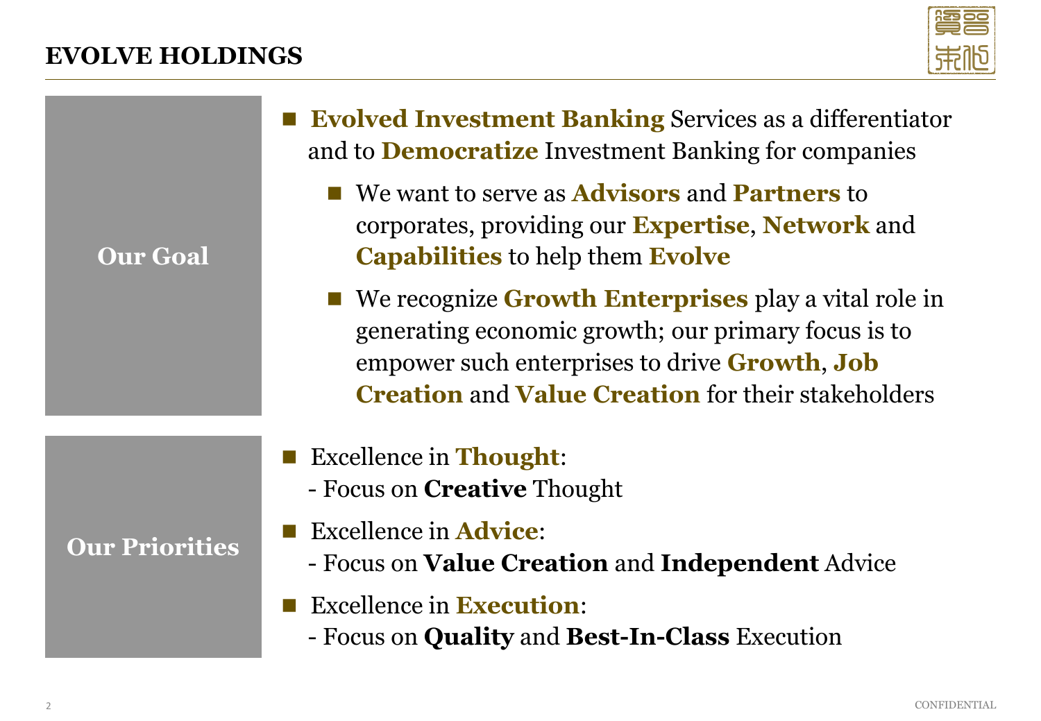# EVOLVE HOLDINGS

## Our Goal

- **Evolved Investment Banking** Services as a differentiator and to **Democratize** Investment Banking for companies
  - We want to serve as **Advisors** and **Partners** to corporates, providing our **Expertise**, **Network** and **Capabilities** to help them **Evolve**
  - We recognize **Growth Enterprises** play a vital role in generating economic growth; our primary focus is to empower such enterprises to drive **Growth**, **Job Creation** and **Value Creation** for their stakeholders

## Our Priorities

- Excellence in **Thought**:
  - Focus on **Creative** Thought
- Excellence in **Advice**:
  - Focus on **Value Creation** and **Independent** Advice
- Excellence in **Execution**:
  - Focus on **Quality** and **Best-In-Class** Execution

CONFIDENTIAL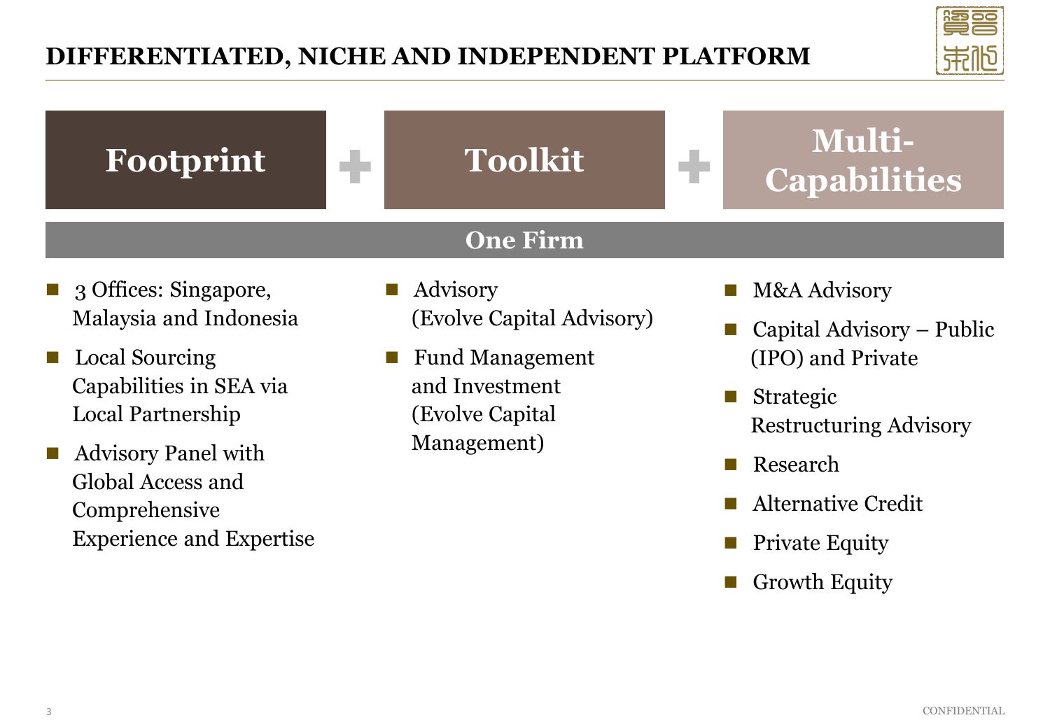# DIFFERENTIATED, NICHE AND INDEPENDENT PLATFORM

**Footprint** + **Toolkit** + **Multi-Capabilities**

**One Firm**

## Footprint

- 3 Offices: Singapore, Malaysia and Indonesia
- Local Sourcing Capabilities in SEA via Local Partnership
- Advisory Panel with Global Access and Comprehensive Experience and Expertise

## Toolkit

- Advisory (Evolve Capital Advisory)
- Fund Management and Investment (Evolve Capital Management)

## Multi-Capabilities

- M&A Advisory
- Capital Advisory – Public (IPO) and Private
- Strategic Restructuring Advisory
- Research
- Alternative Credit
- Private Equity
- Growth Equity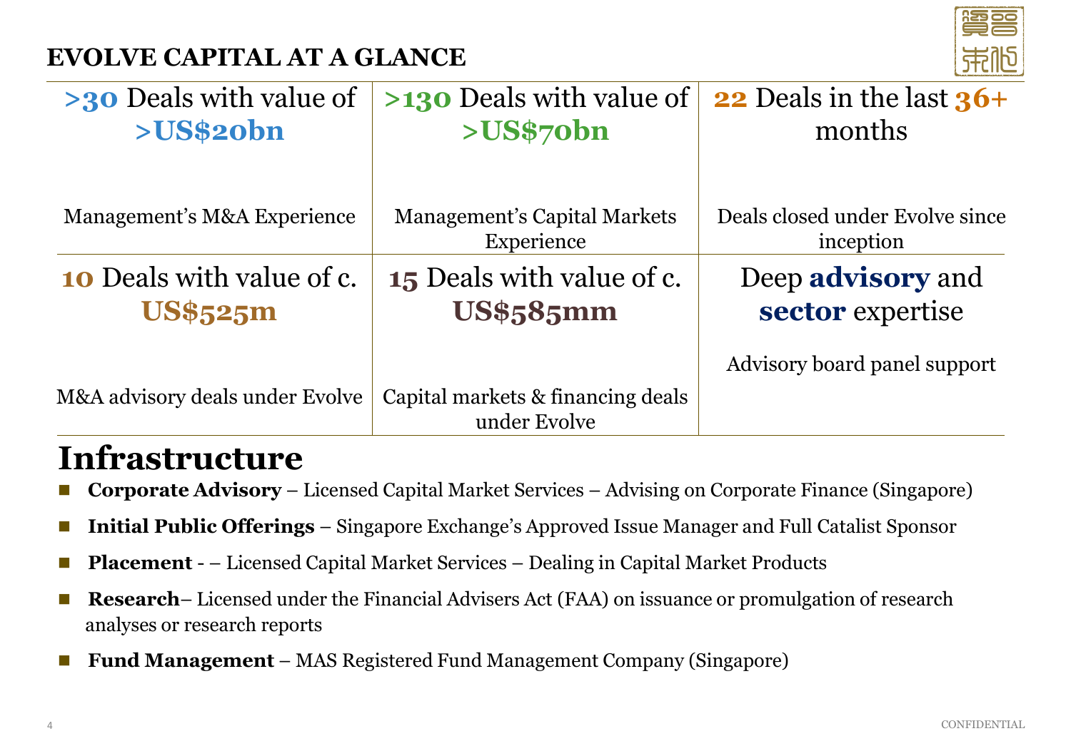## EVOLVE CAPITAL AT A GLANCE

| **>30** Deals with value of **>US$20bn** | **>130** Deals with value of **>US$70bn** | **22** Deals in the last **36+** months |
| --- | --- | --- |
| Management's M&A Experience | Management's Capital Markets Experience | Deals closed under Evolve since inception |
| **10** Deals with value of c. **US$525m** | **15** Deals with value of c. **US$585mm** | Deep **advisory** and **sector** expertise |
| M&A advisory deals under Evolve | Capital markets & financing deals under Evolve | Advisory board panel support |

# Infrastructure

- **Corporate Advisory** – Licensed Capital Market Services – Advising on Corporate Finance (Singapore)
- **Initial Public Offerings** – Singapore Exchange's Approved Issue Manager and Full Catalist Sponsor
- **Placement** - – Licensed Capital Market Services – Dealing in Capital Market Products
- **Research**– Licensed under the Financial Advisers Act (FAA) on issuance or promulgation of research analyses or research reports
- **Fund Management** – MAS Registered Fund Management Company (Singapore)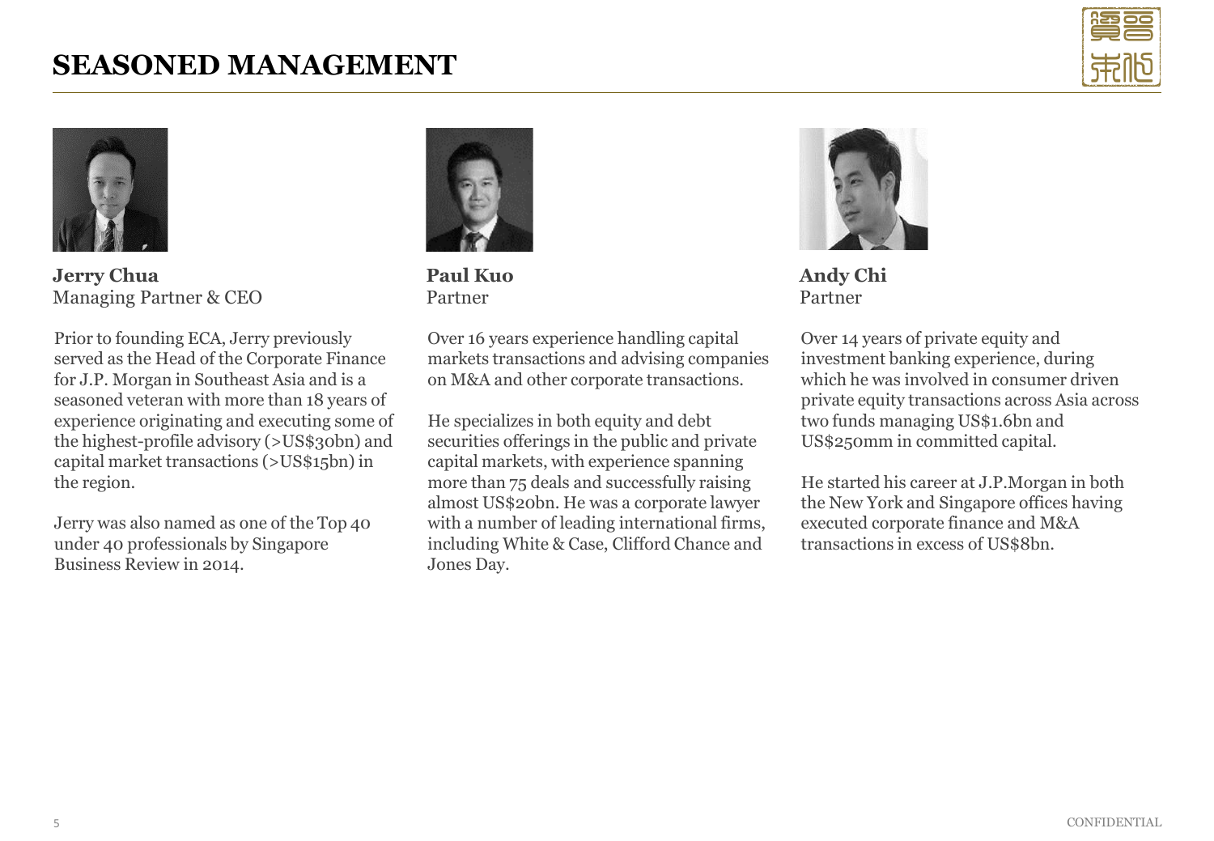# SEASONED MANAGEMENT

**Jerry Chua**
Managing Partner & CEO

Prior to founding ECA, Jerry previously served as the Head of the Corporate Finance for J.P. Morgan in Southeast Asia and is a seasoned veteran with more than 18 years of experience originating and executing some of the highest-profile advisory (>US$30bn) and capital market transactions (>US$15bn) in the region.

Jerry was also named as one of the Top 40 under 40 professionals by Singapore Business Review in 2014.

**Paul Kuo**
Partner

Over 16 years experience handling capital markets transactions and advising companies on M&A and other corporate transactions.

He specializes in both equity and debt securities offerings in the public and private capital markets, with experience spanning more than 75 deals and successfully raising almost US$20bn. He was a corporate lawyer with a number of leading international firms, including White & Case, Clifford Chance and Jones Day.

**Andy Chi**
Partner

Over 14 years of private equity and investment banking experience, during which he was involved in consumer driven private equity transactions across Asia across two funds managing US$1.6bn and US$250mm in committed capital.

He started his career at J.P.Morgan in both the New York and Singapore offices having executed corporate finance and M&A transactions in excess of US$8bn.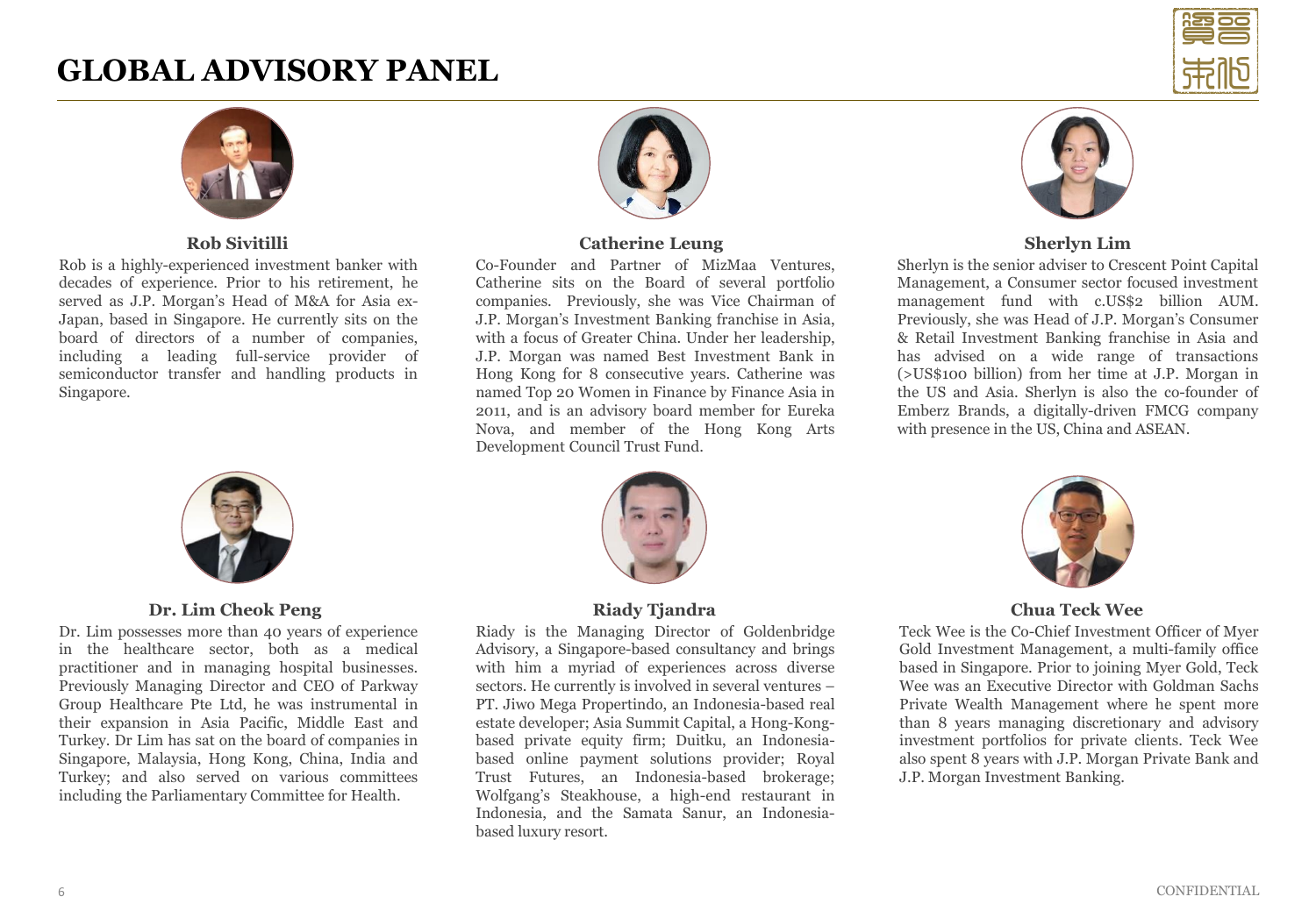# GLOBAL ADVISORY PANEL

### Rob Sivitilli

Rob is a highly-experienced investment banker with decades of experience. Prior to his retirement, he served as J.P. Morgan's Head of M&A for Asia ex-Japan, based in Singapore. He currently sits on the board of directors of a number of companies, including a leading full-service provider of semiconductor transfer and handling products in Singapore.

### Catherine Leung

Co-Founder and Partner of MizMaa Ventures, Catherine sits on the Board of several portfolio companies. Previously, she was Vice Chairman of J.P. Morgan's Investment Banking franchise in Asia, with a focus of Greater China. Under her leadership, J.P. Morgan was named Best Investment Bank in Hong Kong for 8 consecutive years. Catherine was named Top 20 Women in Finance by Finance Asia in 2011, and is an advisory board member for Eureka Nova, and member of the Hong Kong Arts Development Council Trust Fund.

### Sherlyn Lim

Sherlyn is the senior adviser to Crescent Point Capital Management, a Consumer sector focused investment management fund with c.US$2 billion AUM. Previously, she was Head of J.P. Morgan's Consumer & Retail Investment Banking franchise in Asia and has advised on a wide range of transactions (>US$100 billion) from her time at J.P. Morgan in the US and Asia. Sherlyn is also the co-founder of Emberz Brands, a digitally-driven FMCG company with presence in the US, China and ASEAN.

### Dr. Lim Cheok Peng

Dr. Lim possesses more than 40 years of experience in the healthcare sector, both as a medical practitioner and in managing hospital businesses. Previously Managing Director and CEO of Parkway Group Healthcare Pte Ltd, he was instrumental in their expansion in Asia Pacific, Middle East and Turkey. Dr Lim has sat on the board of companies in Singapore, Malaysia, Hong Kong, China, India and Turkey; and also served on various committees including the Parliamentary Committee for Health.

### Riady Tjandra

Riady is the Managing Director of Goldenbridge Advisory, a Singapore-based consultancy and brings with him a myriad of experiences across diverse sectors. He currently is involved in several ventures – PT. Jiwo Mega Propertindo, an Indonesia-based real estate developer; Asia Summit Capital, a Hong-Kong-based private equity firm; Duitku, an Indonesia-based online payment solutions provider; Royal Trust Futures, an Indonesia-based brokerage; Wolfgang's Steakhouse, a high-end restaurant in Indonesia, and the Samata Sanur, an Indonesia-based luxury resort.

### Chua Teck Wee

Teck Wee is the Co-Chief Investment Officer of Myer Gold Investment Management, a multi-family office based in Singapore. Prior to joining Myer Gold, Teck Wee was an Executive Director with Goldman Sachs Private Wealth Management where he spent more than 8 years managing discretionary and advisory investment portfolios for private clients. Teck Wee also spent 8 years with J.P. Morgan Private Bank and J.P. Morgan Investment Banking.

CONFIDENTIAL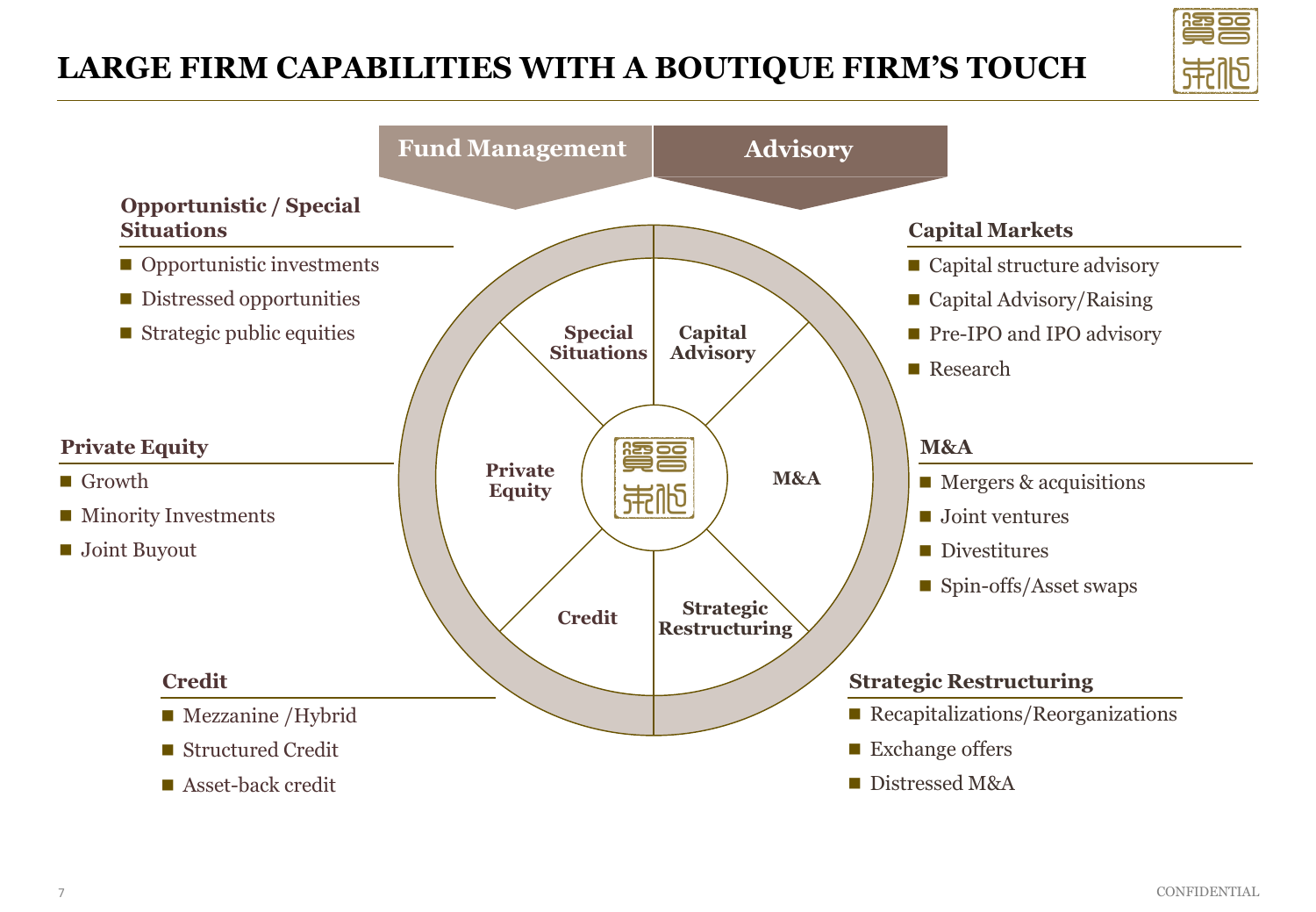# LARGE FIRM CAPABILITIES WITH A BOUTIQUE FIRM'S TOUCH

**Fund Management** | **Advisory**

Special Situations | Capital Advisory | M&A | Strategic Restructuring | Credit | Private Equity

## Fund Management

### Opportunistic / Special Situations

- Opportunistic investments
- Distressed opportunities
- Strategic public equities

### Private Equity

- Growth
- Minority Investments
- Joint Buyout

### Credit

- Mezzanine /Hybrid
- Structured Credit
- Asset-back credit

## Advisory

### Capital Markets

- Capital structure advisory
- Capital Advisory/Raising
- Pre-IPO and IPO advisory
- Research

### M&A

- Mergers & acquisitions
- Joint ventures
- Divestitures
- Spin-offs/Asset swaps

### Strategic Restructuring

- Recapitalizations/Reorganizations
- Exchange offers
- Distressed M&A

CONFIDENTIAL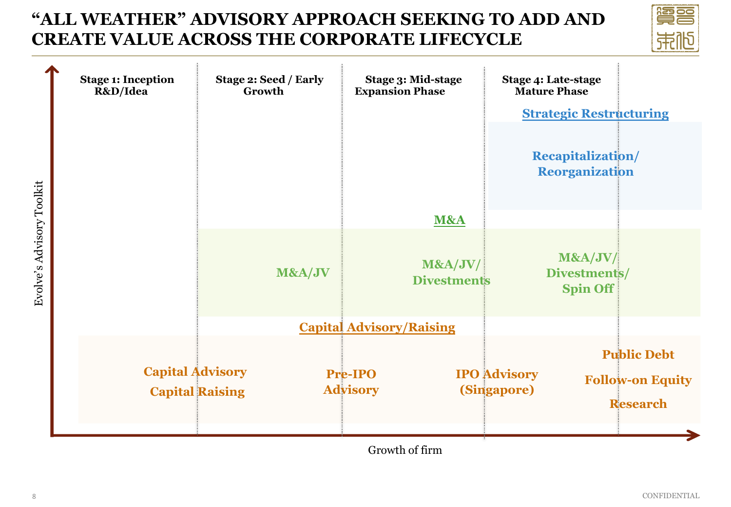# "ALL WEATHER" ADVISORY APPROACH SEEKING TO ADD AND CREATE VALUE ACROSS THE CORPORATE LIFECYCLE

| | Stage 1: Inception R&D/Idea | Stage 2: Seed / Early Growth | Stage 3: Mid-stage Expansion Phase | Stage 4: Late-stage Mature Phase |
|---|---|---|---|---|
| **Strategic Restructuring** | | | | Recapitalization/ Reorganization |
| **M&A** | | M&A/JV | M&A/JV/ Divestments | M&A/JV/ Divestments/ Spin Off |
| **Capital Advisory/Raising** | Capital Advisory<br>Capital Raising | Pre-IPO Advisory | IPO Advisory (Singapore) | Public Debt<br>Follow-on Equity<br>Research |

Y-axis: Evolve's Advisory Toolkit

X-axis: Growth of firm

CONFIDENTIAL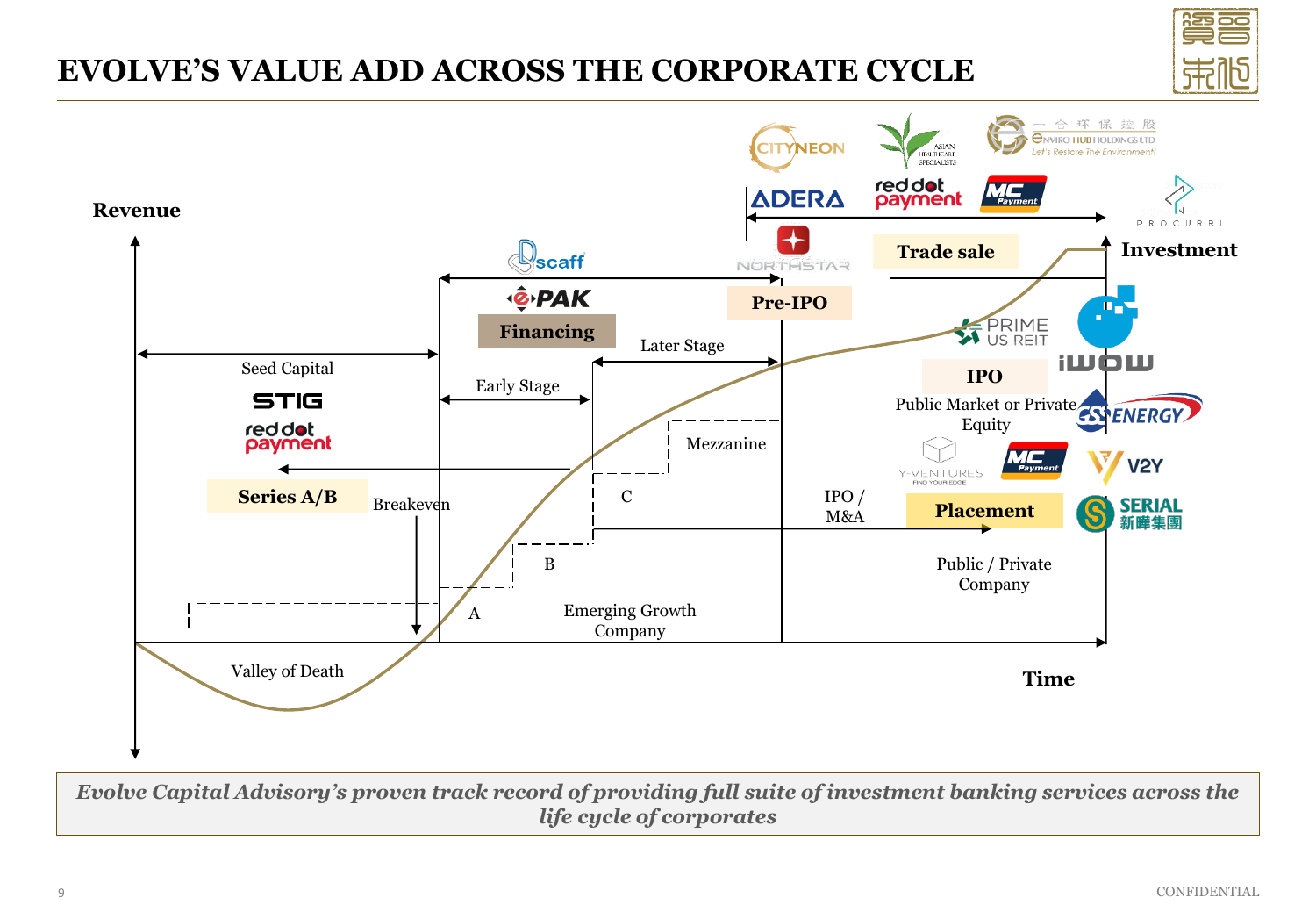# EVOLVE'S VALUE ADD ACROSS THE CORPORATE CYCLE

Revenue

Investment

Time

Seed Capital

STIG

red dot payment

Series A/B

Breakeven

Valley of Death

Financing

Dscaff

ePAK

Early Stage

Later Stage

Mezzanine

A

B

C

Emerging Growth Company

Pre-IPO

NORTHSTAR

IPO / M&A

Trade sale

CITYNEON

ASIAN HEALTHCARE SPECIALISTS

ENVIRO-HUB HOLDINGS LTD

ADERA

red dot payment

MC Payment

PROCURRI

IPO

PRIME US REIT

Public Market or Private Equity

IWOW

CSC ENERGY

V2Y

Placement

Y-VENTURES

MC Payment

SERIAL 新華集團

Public / Private Company

*Evolve Capital Advisory's proven track record of providing full suite of investment banking services across the life cycle of corporates*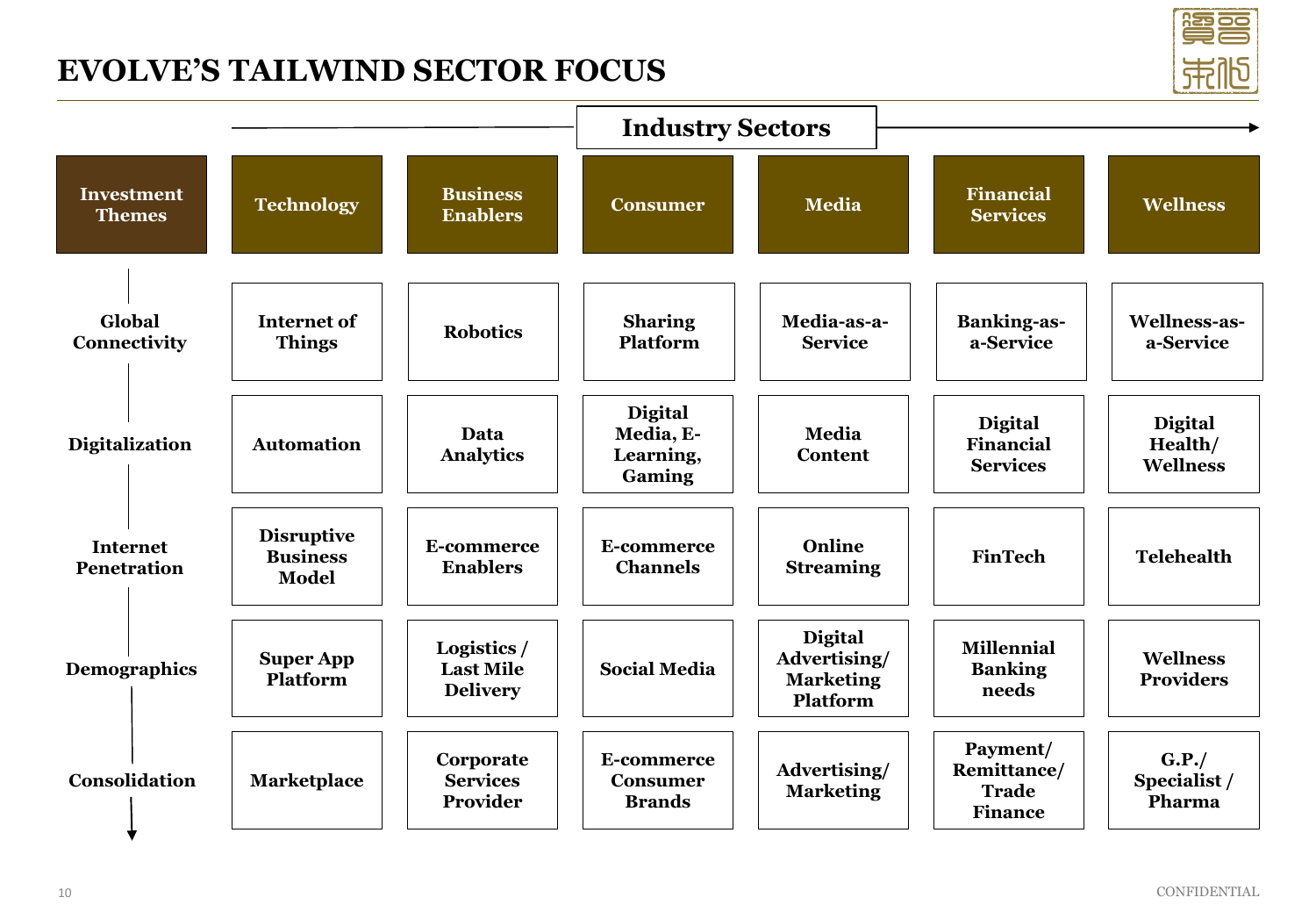# EVOLVE'S TAILWIND SECTOR FOCUS

| Investment Themes | Technology | Business Enablers | Consumer | Media | Financial Services | Wellness |
|---|---|---|---|---|---|---|
| Global Connectivity | Internet of Things | Robotics | Sharing Platform | Media-as-a-Service | Banking-as-a-Service | Wellness-as-a-Service |
| Digitalization | Automation | Data Analytics | Digital Media, E-Learning, Gaming | Media Content | Digital Financial Services | Digital Health/ Wellness |
| Internet Penetration | Disruptive Business Model | E-commerce Enablers | E-commerce Channels | Online Streaming | FinTech | Telehealth |
| Demographics | Super App Platform | Logistics / Last Mile Delivery | Social Media | Digital Advertising/ Marketing Platform | Millennial Banking needs | Wellness Providers |
| Consolidation | Marketplace | Corporate Services Provider | E-commerce Consumer Brands | Advertising/ Marketing | Payment/ Remittance/ Trade Finance | G.P./ Specialist / Pharma |

CONFIDENTIAL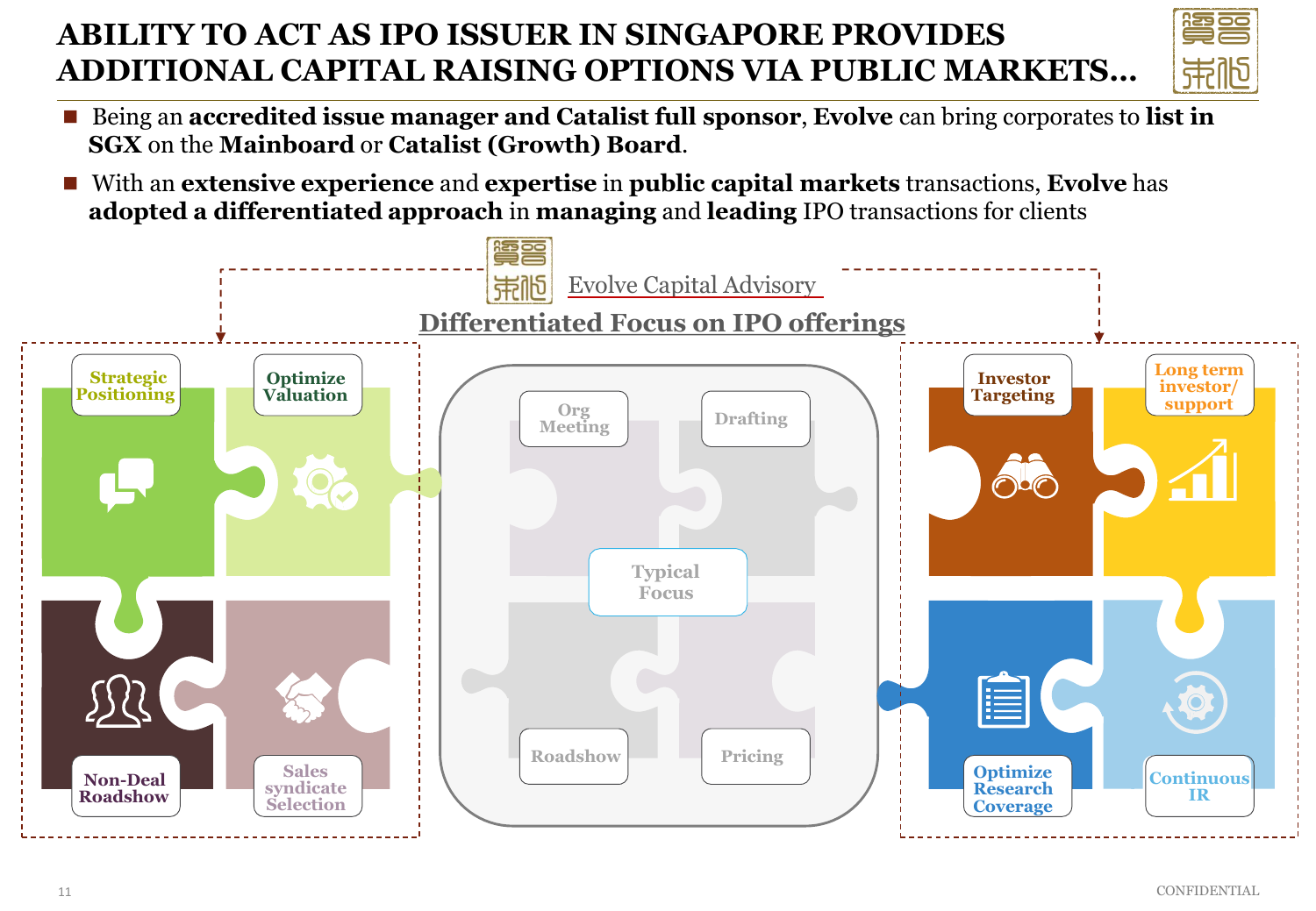# ABILITY TO ACT AS IPO ISSUER IN SINGAPORE PROVIDES ADDITIONAL CAPITAL RAISING OPTIONS VIA PUBLIC MARKETS…

- Being an **accredited issue manager and Catalist full sponsor**, **Evolve** can bring corporates to **list in SGX** on the **Mainboard** or **Catalist (Growth) Board**.
- With an **extensive experience** and **expertise** in **public capital markets** transactions, **Evolve** has **adopted a differentiated approach** in **managing** and **leading** IPO transactions for clients

Evolve Capital Advisory

## Differentiated Focus on IPO offerings

- Strategic Positioning
- Optimize Valuation
- Non-Deal Roadshow
- Sales syndicate Selection

Typical Focus

- Org Meeting
- Drafting
- Roadshow
- Pricing

- Investor Targeting
- Long term investor/ support
- Optimize Research Coverage
- Continuous IR

CONFIDENTIAL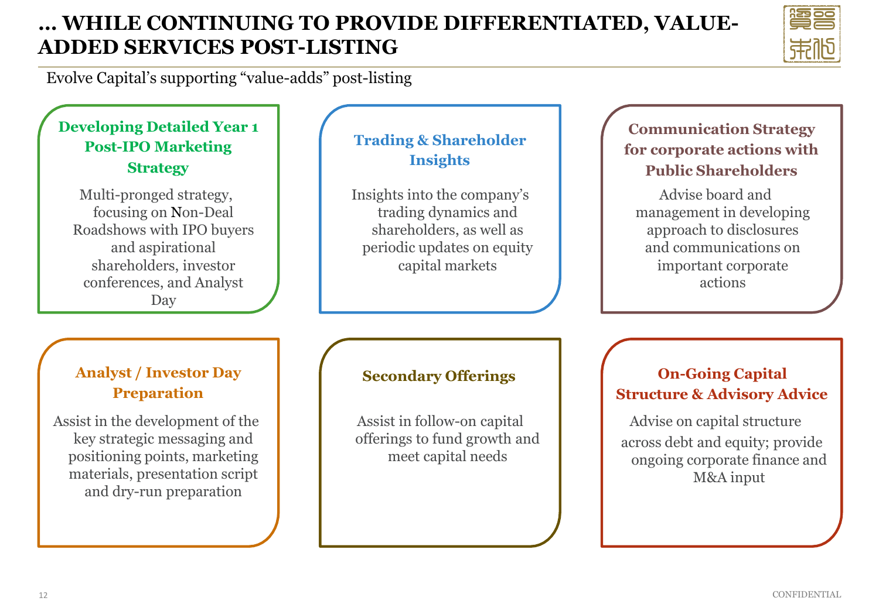# … WHILE CONTINUING TO PROVIDE DIFFERENTIATED, VALUE-ADDED SERVICES POST-LISTING

Evolve Capital's supporting "value-adds" post-listing

### Developing Detailed Year 1 Post-IPO Marketing Strategy

Multi-pronged strategy, focusing on Non-Deal Roadshows with IPO buyers and aspirational shareholders, investor conferences, and Analyst Day

### Trading & Shareholder Insights

Insights into the company's trading dynamics and shareholders, as well as periodic updates on equity capital markets

### Communication Strategy for corporate actions with Public Shareholders

Advise board and management in developing approach to disclosures and communications on important corporate actions

### Analyst / Investor Day Preparation

Assist in the development of the key strategic messaging and positioning points, marketing materials, presentation script and dry-run preparation

### Secondary Offerings

Assist in follow-on capital offerings to fund growth and meet capital needs

### On-Going Capital Structure & Advisory Advice

Advise on capital structure across debt and equity; provide ongoing corporate finance and M&A input

CONFIDENTIAL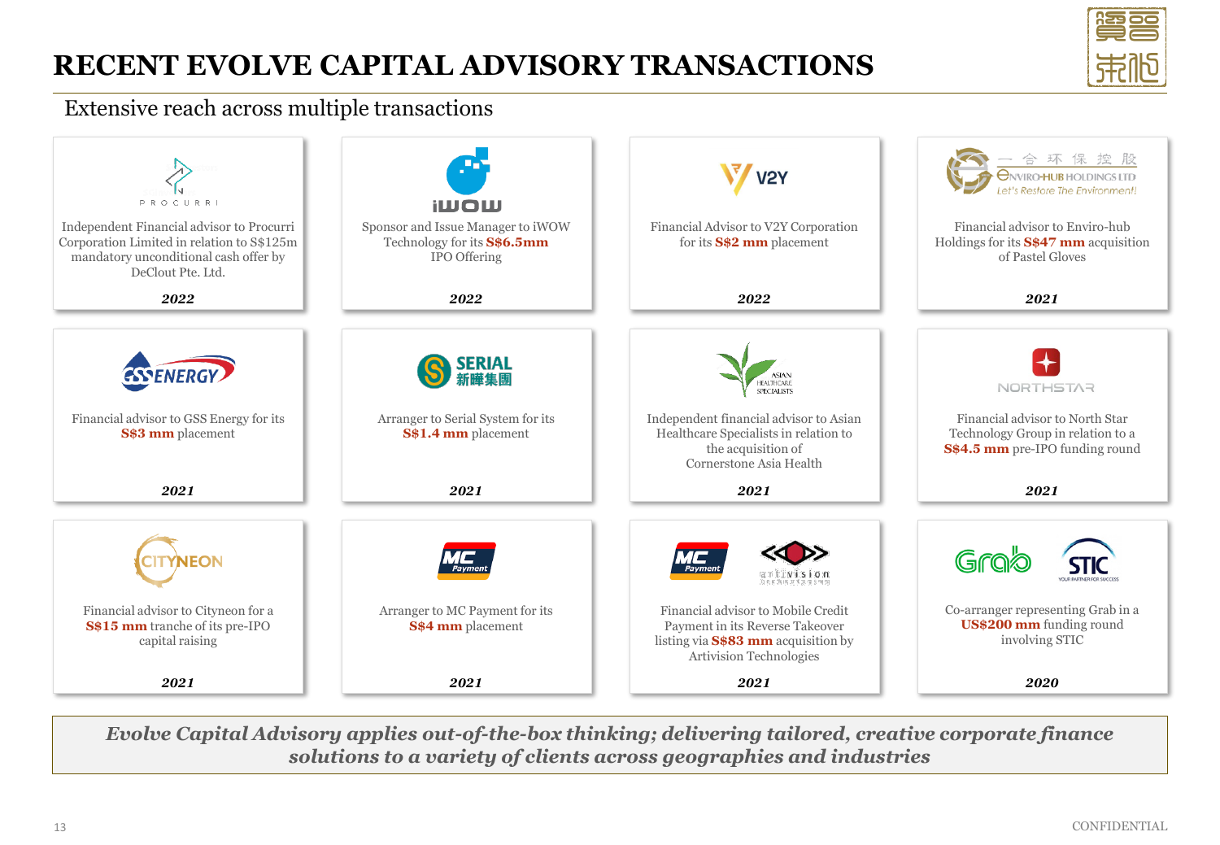# RECENT EVOLVE CAPITAL ADVISORY TRANSACTIONS

## Extensive reach across multiple transactions

**PROCURRI**

Independent Financial advisor to Procurri Corporation Limited in relation to S$125m mandatory unconditional cash offer by DeClout Pte. Ltd.

***2022***

**iWOW**

Sponsor and Issue Manager to iWOW Technology for its **S$6.5mm** IPO Offering

***2022***

**V2Y**

Financial Advisor to V2Y Corporation for its **S$2 mm** placement

***2022***

**一合环保控股 ENVIRO-HUB HOLDINGS LTD** *Let's Restore The Environment!*

Financial advisor to Enviro-hub Holdings for its **S$47 mm** acquisition of Pastel Gloves

***2021***

**GSS ENERGY**

Financial advisor to GSS Energy for its **S$3 mm** placement

***2021***

**SERIAL 新曄集團**

Arranger to Serial System for its **S$1.4 mm** placement

***2021***

**ASIAN HEALTHCARE SPECIALISTS**

Independent financial advisor to Asian Healthcare Specialists in relation to the acquisition of Cornerstone Asia Health

***2021***

**NORTHSTAR**

Financial advisor to North Star Technology Group in relation to a **S$4.5 mm** pre-IPO funding round

***2021***

**CITYNEON**

Financial advisor to Cityneon for a **S$15 mm** tranche of its pre-IPO capital raising

***2021***

**MC Payment**

Arranger to MC Payment for its **S$4 mm** placement

***2021***

**MC Payment** / **artivision**

Financial advisor to Mobile Credit Payment in its Reverse Takeover listing via **S$83 mm** acquisition by Artivision Technologies

***2021***

**Grab** / **STIC**

Co-arranger representing Grab in a **US$200 mm** funding round involving STIC

***2020***

***Evolve Capital Advisory applies out-of-the-box thinking; delivering tailored, creative corporate finance solutions to a variety of clients across geographies and industries***

CONFIDENTIAL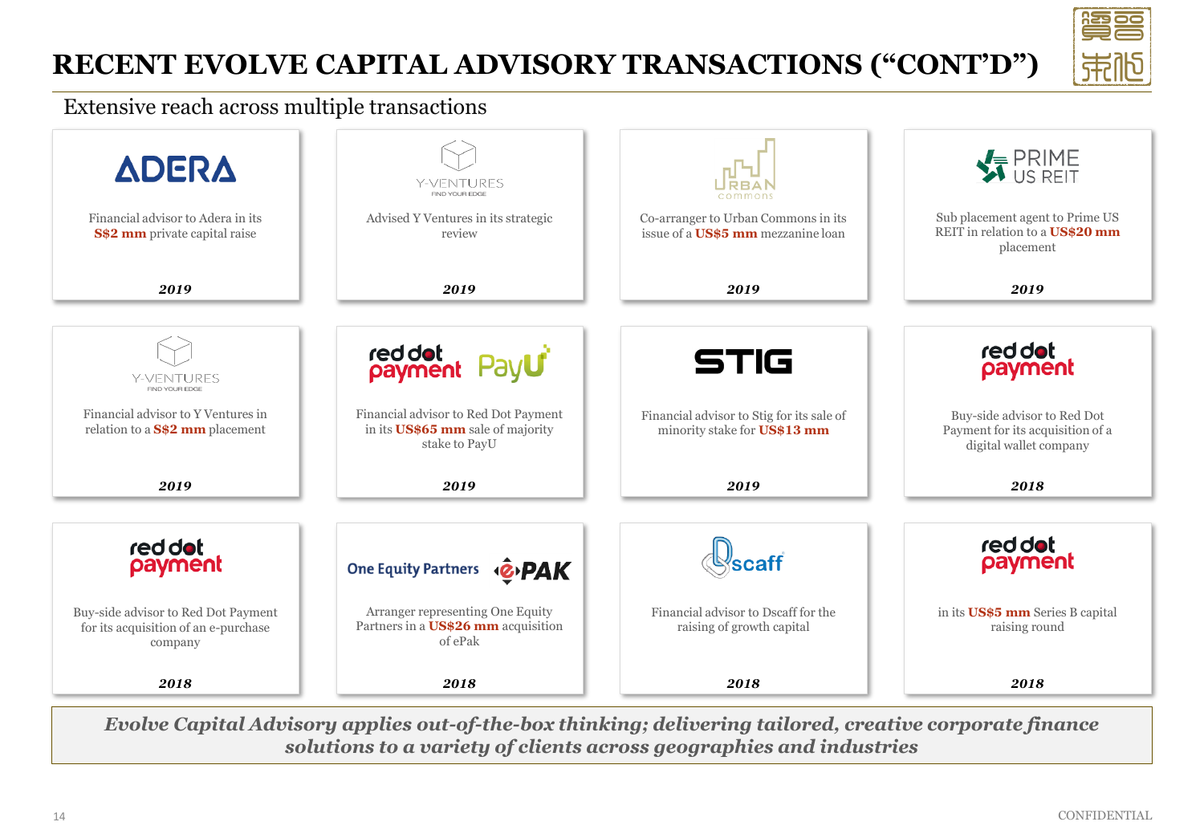# RECENT EVOLVE CAPITAL ADVISORY TRANSACTIONS (“CONT’D”)

Extensive reach across multiple transactions

**ADERA**
Financial advisor to Adera in its **S$2 mm** private capital raise
***2019***

**Y-VENTURES** FIND YOUR EDGE
Advised Y Ventures in its strategic review
***2019***

**URBAN commons**
Co-arranger to Urban Commons in its issue of a **US$5 mm** mezzanine loan
***2019***

**PRIME US REIT**
Sub placement agent to Prime US REIT in relation to a **US$20 mm** placement
***2019***

**Y-VENTURES** FIND YOUR EDGE
Financial advisor to Y Ventures in relation to a **S$2 mm** placement
***2019***

**red dot payment** | **PayU**
Financial advisor to Red Dot Payment in its **US$65 mm** sale of majority stake to PayU
***2019***

**STIG**
Financial advisor to Stig for its sale of minority stake for **US$13 mm**
***2019***

**red dot payment**
Buy-side advisor to Red Dot Payment for its acquisition of a digital wallet company
***2018***

**red dot payment**
Buy-side advisor to Red Dot Payment for its acquisition of an e-purchase company
***2018***

**One Equity Partners** | **ePAK**
Arranger representing One Equity Partners in a **US$26 mm** acquisition of ePak
***2018***

**Dscaff**
Financial advisor to Dscaff for the raising of growth capital
***2018***

**red dot payment**
in its **US$5 mm** Series B capital raising round
***2018***

***Evolve Capital Advisory applies out-of-the-box thinking; delivering tailored, creative corporate finance solutions to a variety of clients across geographies and industries***

CONFIDENTIAL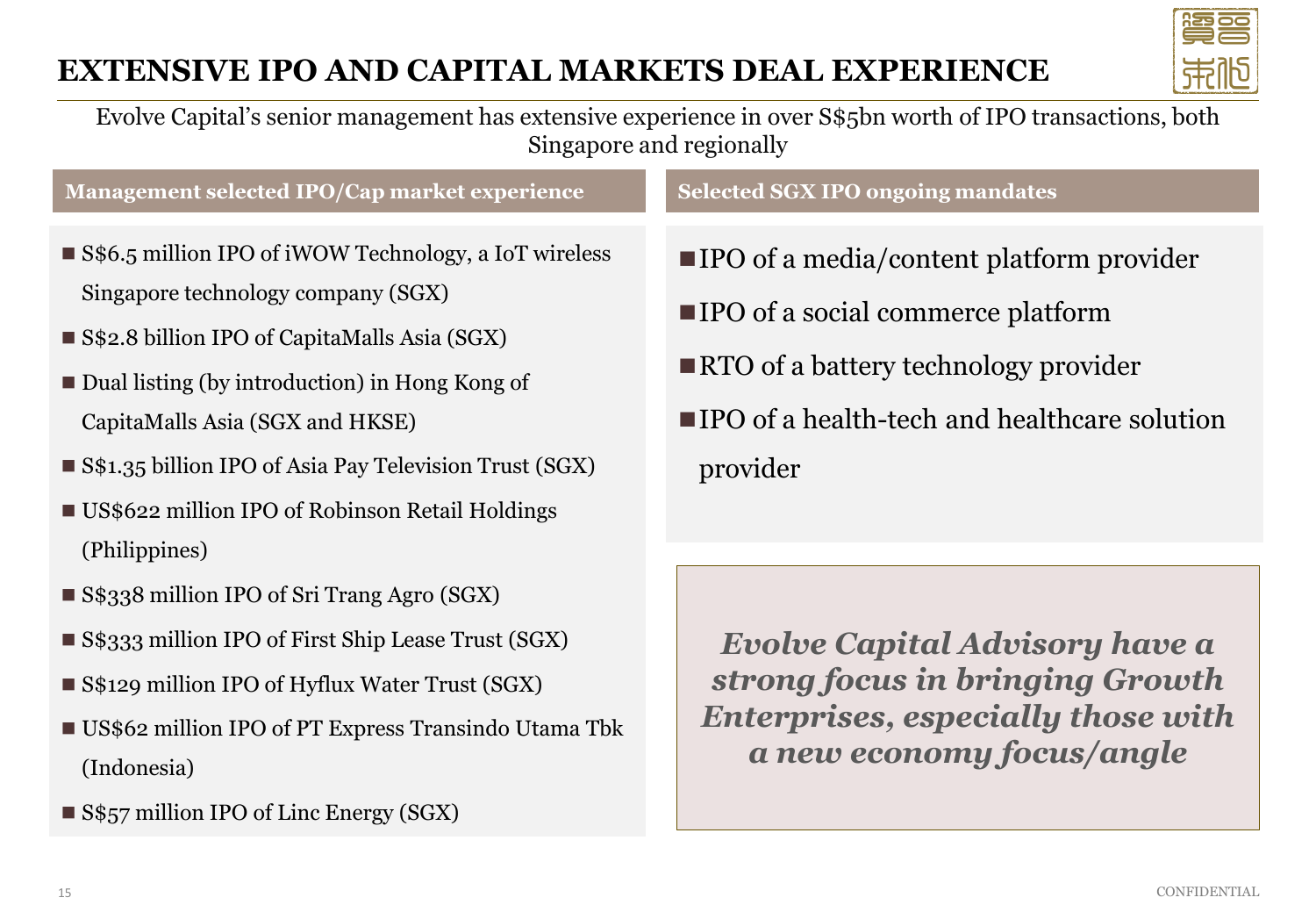# EXTENSIVE IPO AND CAPITAL MARKETS DEAL EXPERIENCE

Evolve Capital's senior management has extensive experience in over S$5bn worth of IPO transactions, both Singapore and regionally

## Management selected IPO/Cap market experience

- S$6.5 million IPO of iWOW Technology, a IoT wireless Singapore technology company (SGX)
- S$2.8 billion IPO of CapitaMalls Asia (SGX)
- Dual listing (by introduction) in Hong Kong of CapitaMalls Asia (SGX and HKSE)
- S$1.35 billion IPO of Asia Pay Television Trust (SGX)
- US$622 million IPO of Robinson Retail Holdings (Philippines)
- S$338 million IPO of Sri Trang Agro (SGX)
- S$333 million IPO of First Ship Lease Trust (SGX)
- S$129 million IPO of Hyflux Water Trust (SGX)
- US$62 million IPO of PT Express Transindo Utama Tbk (Indonesia)
- S$57 million IPO of Linc Energy (SGX)

## Selected SGX IPO ongoing mandates

- IPO of a media/content platform provider
- IPO of a social commerce platform
- RTO of a battery technology provider
- IPO of a health-tech and healthcare solution provider

***Evolve Capital Advisory have a strong focus in bringing Growth Enterprises, especially those with a new economy focus/angle***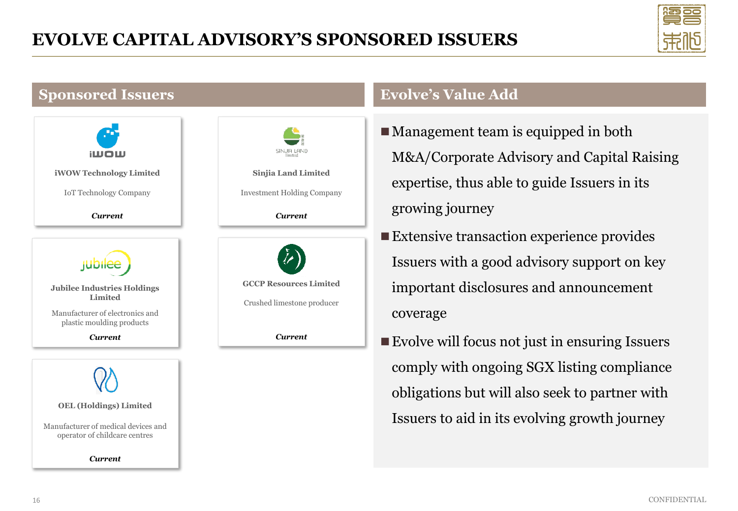# EVOLVE CAPITAL ADVISORY'S SPONSORED ISSUERS

## Sponsored Issuers

**iWOW Technology Limited**

IoT Technology Company

***Current***

**Sinjia Land Limited**

Investment Holding Company

***Current***

**Jubilee Industries Holdings Limited**

Manufacturer of electronics and plastic moulding products

***Current***

**GCCP Resources Limited**

Crushed limestone producer

***Current***

**OEL (Holdings) Limited**

Manufacturer of medical devices and operator of childcare centres

***Current***

## Evolve's Value Add

- Management team is equipped in both M&A/Corporate Advisory and Capital Raising expertise, thus able to guide Issuers in its growing journey
- Extensive transaction experience provides Issuers with a good advisory support on key important disclosures and announcement coverage
- Evolve will focus not just in ensuring Issuers comply with ongoing SGX listing compliance obligations but will also seek to partner with Issuers to aid in its evolving growth journey

CONFIDENTIAL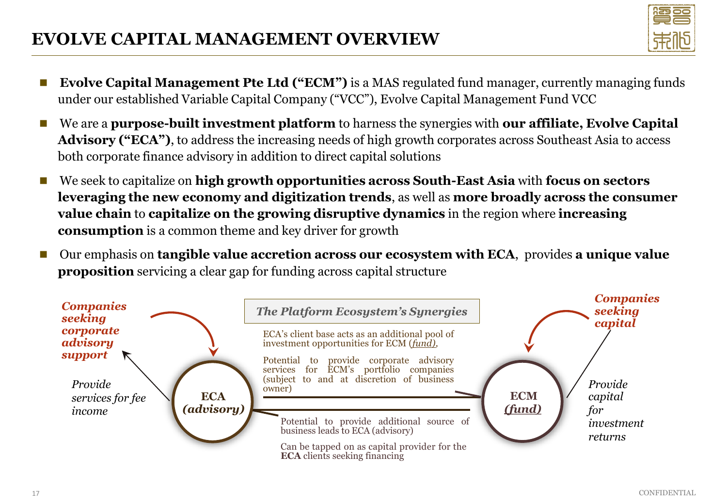# EVOLVE CAPITAL MANAGEMENT OVERVIEW

- **Evolve Capital Management Pte Ltd ("ECM")** is a MAS regulated fund manager, currently managing funds under our established Variable Capital Company ("VCC"), Evolve Capital Management Fund VCC
- We are a **purpose-built investment platform** to harness the synergies with **our affiliate, Evolve Capital Advisory ("ECA")**, to address the increasing needs of high growth corporates across Southeast Asia to access both corporate finance advisory in addition to direct capital solutions
- We seek to capitalize on **high growth opportunities across South-East Asia** with **focus on sectors leveraging the new economy and digitization trends**, as well as **more broadly across the consumer value chain** to **capitalize on the growing disruptive dynamics** in the region where **increasing consumption** is a common theme and key driver for growth
- Our emphasis on **tangible value accretion across our ecosystem with ECA**, provides **a unique value proposition** servicing a clear gap for funding across capital structure

***Companies seeking corporate advisory support***

*Provide services for fee income*

**ECA**
***(advisory)***

***The Platform Ecosystem's Synergies***

ECA's client base acts as an additional pool of investment opportunities for ECM (*fund)*,

Potential to provide corporate advisory services for ECM's portfolio companies (subject to and at discretion of business owner)

Potential to provide additional source of business leads to ECA (advisory)

Can be tapped on as capital provider for the **ECA** clients seeking financing

**ECM**
***(fund)***

***Companies seeking capital***

*Provide capital for investment returns*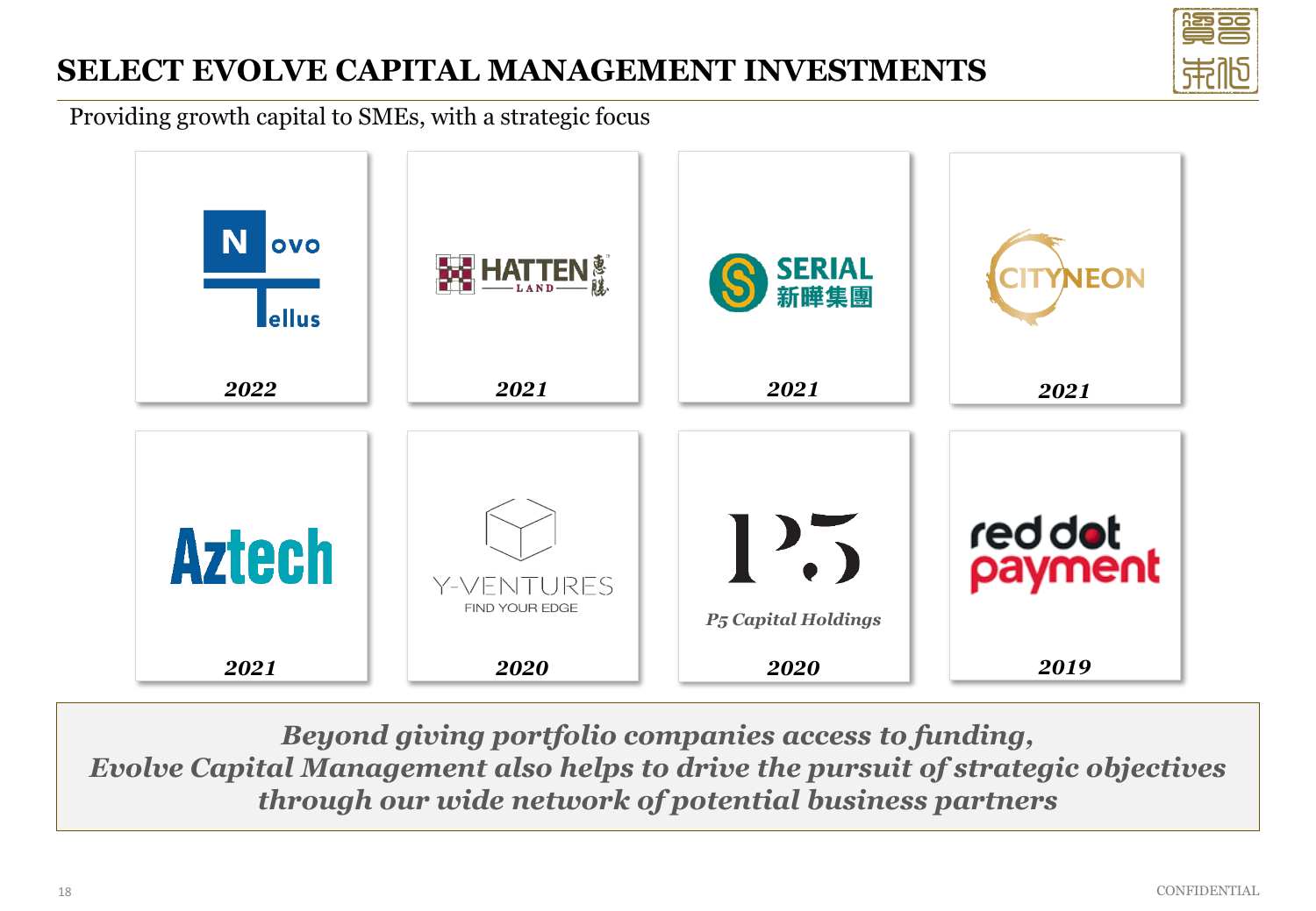# SELECT EVOLVE CAPITAL MANAGEMENT INVESTMENTS

Providing growth capital to SMEs, with a strategic focus

| Novo Tellus | Hatten Land 惠胜 | Serial 新曄集團 | Cityneon |
|---|---|---|---|
| ***2022*** | ***2021*** | ***2021*** | ***2021*** |

| Aztech | Y-Ventures FIND YOUR EDGE | P5 Capital Holdings | red dot payment |
|---|---|---|---|
| ***2021*** | ***2020*** | ***2020*** | ***2019*** |

***Beyond giving portfolio companies access to funding, Evolve Capital Management also helps to drive the pursuit of strategic objectives through our wide network of potential business partners***

CONFIDENTIAL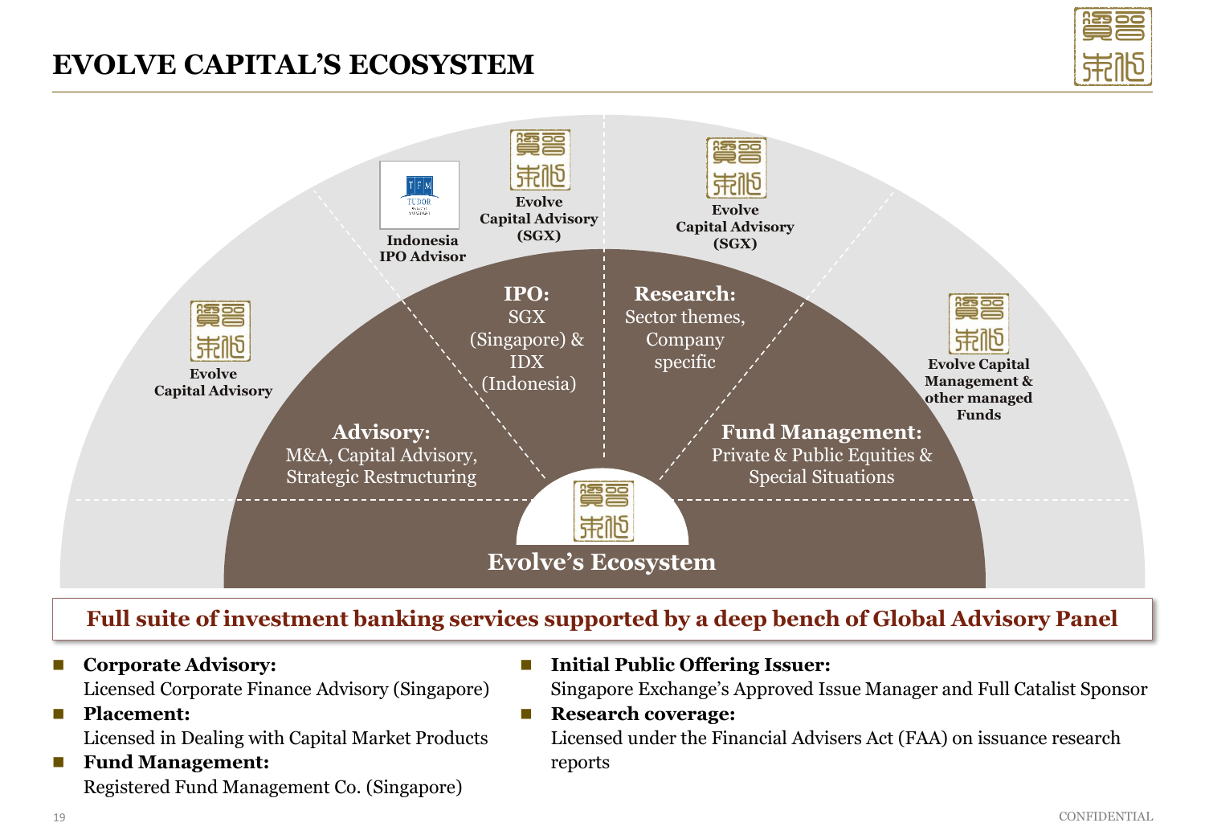# EVOLVE CAPITAL'S ECOSYSTEM

**Evolve Capital Advisory**

**Indonesia IPO Advisor**

**Evolve Capital Advisory (SGX)**

**Evolve Capital Advisory (SGX)**

**Evolve Capital Management & other managed Funds**

**Advisory:** M&A, Capital Advisory, Strategic Restructuring

**IPO:** SGX (Singapore) & IDX (Indonesia)

**Research:** Sector themes, Company specific

**Fund Management:** Private & Public Equities & Special Situations

**Evolve's Ecosystem**

**Full suite of investment banking services supported by a deep bench of Global Advisory Panel**

- **Corporate Advisory:**
  Licensed Corporate Finance Advisory (Singapore)
- **Placement:**
  Licensed in Dealing with Capital Market Products
- **Fund Management:**
  Registered Fund Management Co. (Singapore)
- **Initial Public Offering Issuer:**
  Singapore Exchange's Approved Issue Manager and Full Catalist Sponsor
- **Research coverage:**
  Licensed under the Financial Advisers Act (FAA) on issuance research reports

CONFIDENTIAL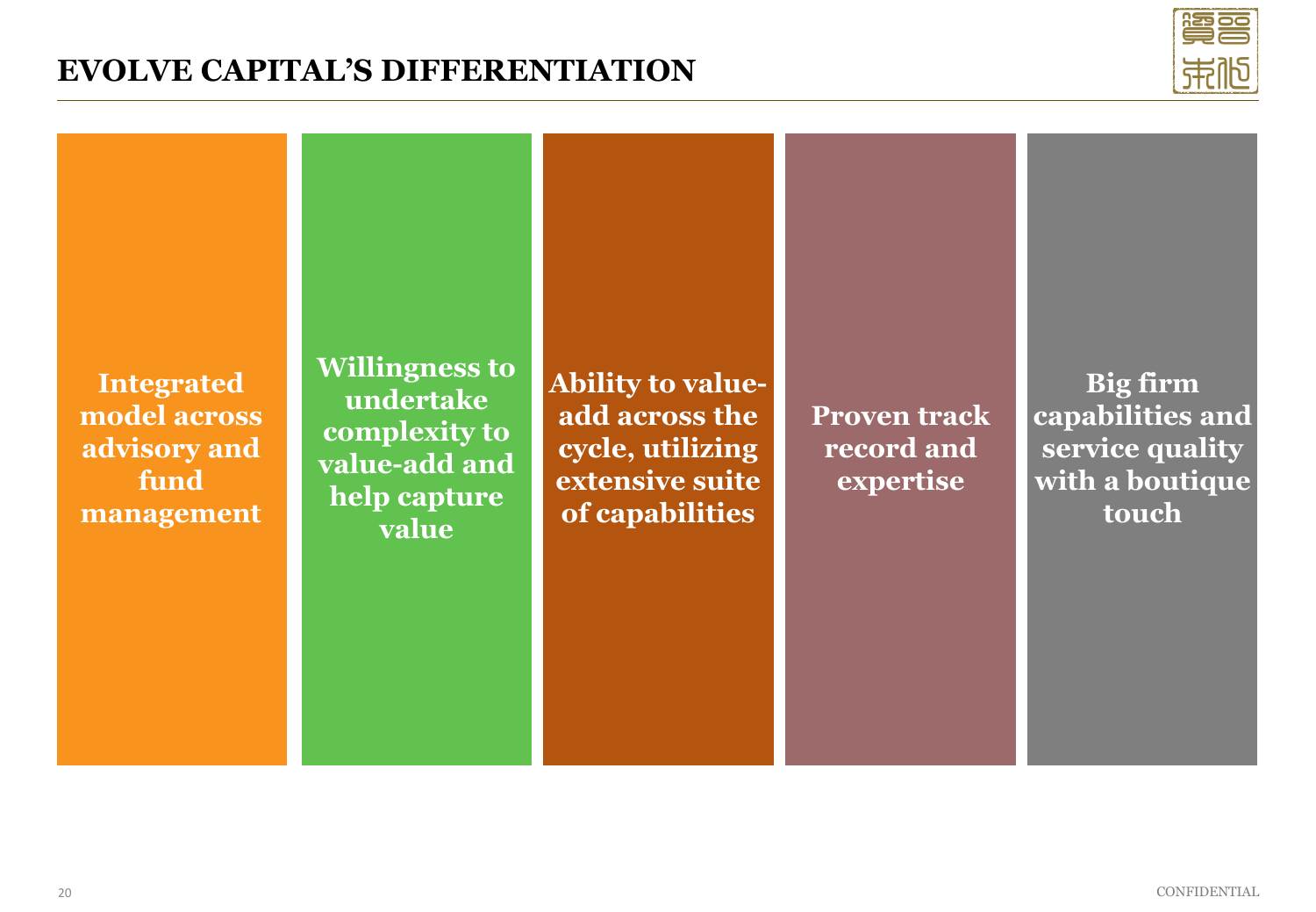# EVOLVE CAPITAL'S DIFFERENTIATION

**Integrated model across advisory and fund management**

**Willingness to undertake complexity to value-add and help capture value**

**Ability to value-add across the cycle, utilizing extensive suite of capabilities**

**Proven track record and expertise**

**Big firm capabilities and service quality with a boutique touch**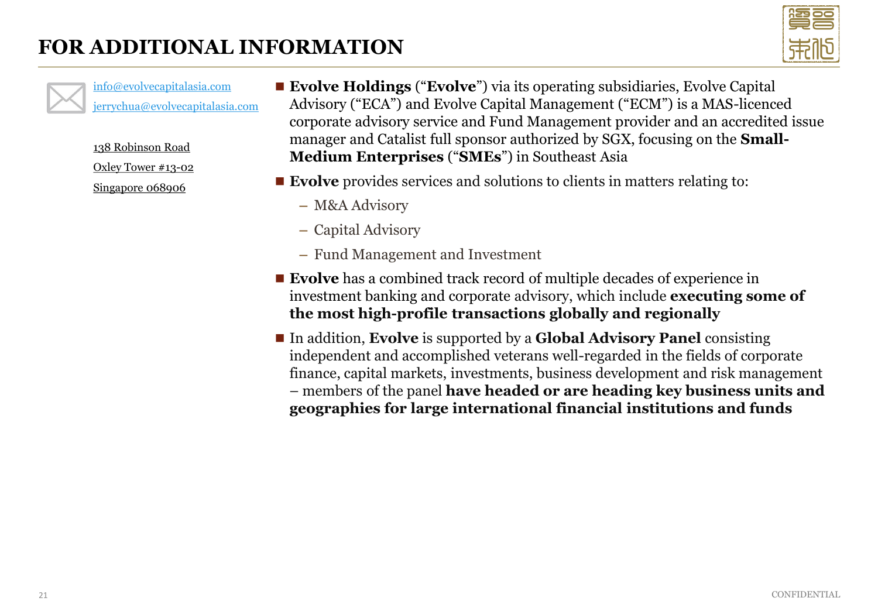# FOR ADDITIONAL INFORMATION

info@evolvecapitalasia.com

jerrychua@evolvecapitalasia.com

138 Robinson Road

Oxley Tower #13-02

Singapore 068906

- **Evolve Holdings** ("**Evolve**") via its operating subsidiaries, Evolve Capital Advisory ("ECA") and Evolve Capital Management ("ECM") is a MAS-licenced corporate advisory service and Fund Management provider and an accredited issue manager and Catalist full sponsor authorized by SGX, focusing on the **Small-Medium Enterprises** ("**SMEs**") in Southeast Asia
- **Evolve** provides services and solutions to clients in matters relating to:
  - M&A Advisory
  - Capital Advisory
  - Fund Management and Investment
- **Evolve** has a combined track record of multiple decades of experience in investment banking and corporate advisory, which include **executing some of the most high-profile transactions globally and regionally**
- In addition, **Evolve** is supported by a **Global Advisory Panel** consisting independent and accomplished veterans well-regarded in the fields of corporate finance, capital markets, investments, business development and risk management – members of the panel **have headed or are heading key business units and geographies for large international financial institutions and funds**

CONFIDENTIAL